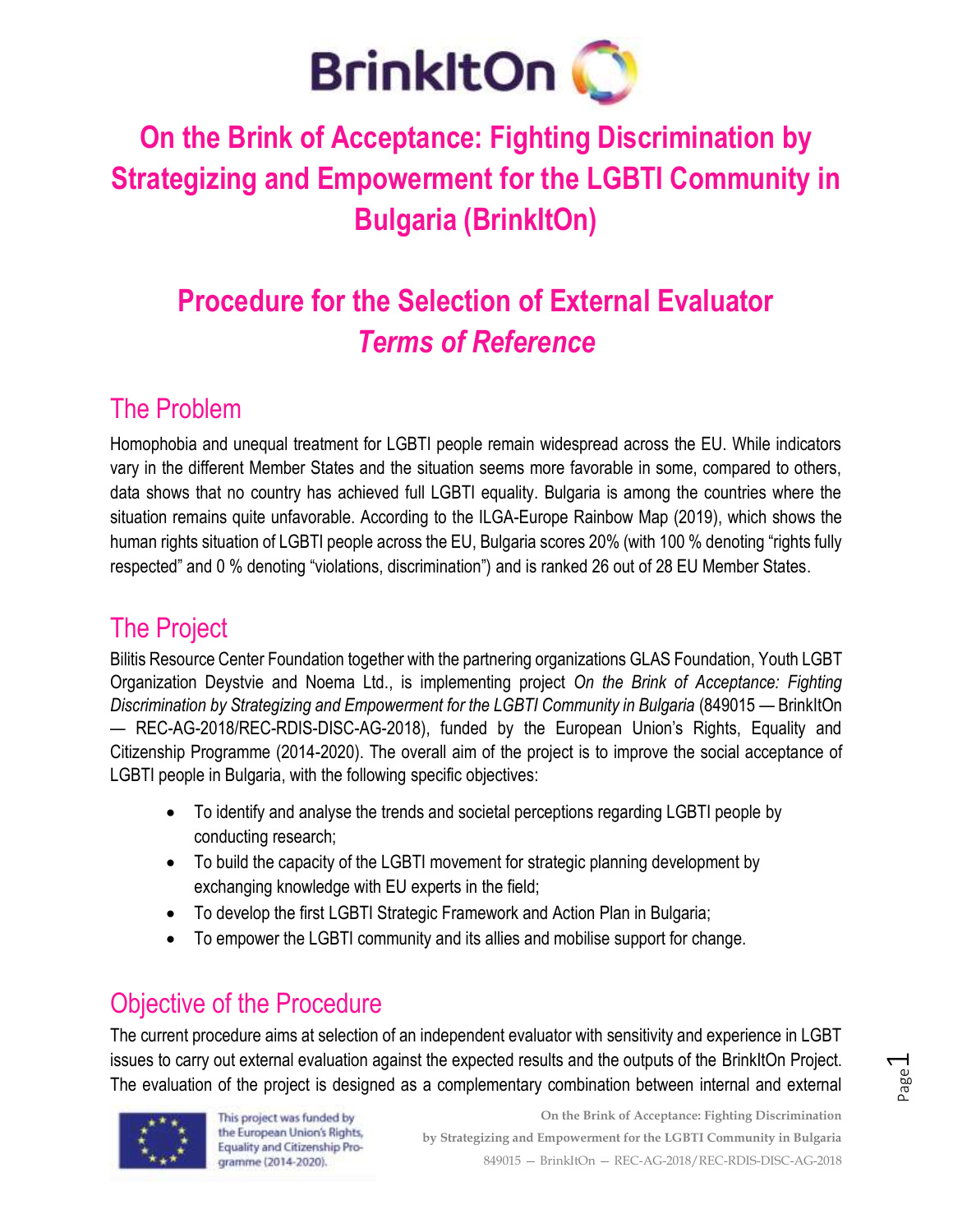# On the Brink of Acceptance: Fighting Discrimination by Strategizing and Empowerment for the LGBTI Community in Bulgaria (BrinkItOn)

# Procedure for the Selection of External Evaluator *Terms of Reference*

## The Problem

Homophobia and unequal treatment for LGBTI people remain widespread across the EU. While indicators vary in the different Member States and the situation seems more favorable in some, compared to others, data shows that no country has achieved full LGBTI equality. Bulgaria is among the countries where the situation remains quite unfavorable. According to the ILGA-Europe Rainbow Map (2019), which shows the human rights situation of LGBTI people across the EU, Bulgaria scores 20% (with 100 % denoting "rights fully respected" and 0 % denoting "violations, discrimination") and is ranked 26 out of 28 EU Member States.

## The Project

Bilitis Resource Center Foundation together with the partnering organizations GLAS Foundation, Youth LGBT Organization Deystvie and Noema Ltd., is implementing project *On the Brink of Acceptance: Fighting Discrimination by Strategizing and Empowerment for the LGBTI Community in Bulgaria* (849015 — BrinkItOn — REC-AG-2018/REC-RDIS-DISC-AG-2018), funded by the European Union's Rights, Equality and Citizenship Programme (2014-2020). The overall aim of the project is to improve the social acceptance of LGBTI people in Bulgaria, with the following specific objectives:

- To identify and analyse the trends and societal perceptions regarding LGBTI people by conducting research;
- To build the capacity of the LGBTI movement for strategic planning development by exchanging knowledge with EU experts in the field;
- To develop the first LGBTI Strategic Framework and Action Plan in Bulgaria;
- To empower the LGBTI community and its allies and mobilise support for change.

## Objective of the Procedure

The current procedure aims at selection of an independent evaluator with sensitivity and experience in LGBT issues to carry out external evaluation against the expected results and the outputs of the BrinkItOn Project. The evaluation of the project is designed as a complementary combination between internal and external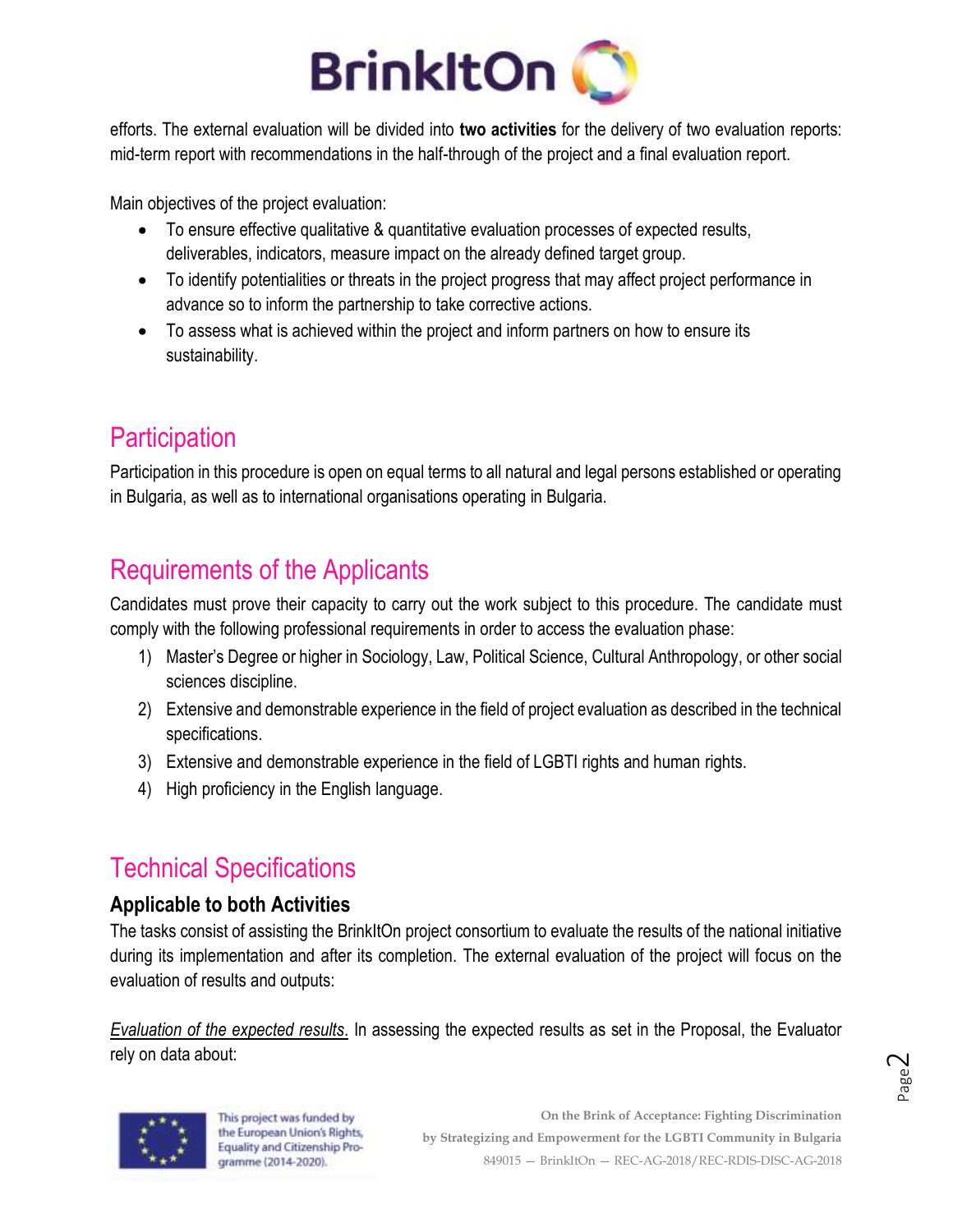efforts. The external evaluation will be divided into **two activities** for the delivery of two evaluation reports: mid-term report with recommendations in the half-through of the project and a final evaluation report.

Main objectives of the project evaluation:

- To ensure effective qualitative & quantitative evaluation processes of expected results, deliverables, indicators, measure impact on the already defined target group.
- To identify potentialities or threats in the project progress that may affect project performance in advance so to inform the partnership to take corrective actions.
- To assess what is achieved within the project and inform partners on how to ensure its sustainability.

## Participation

Participation in this procedure is open on equal terms to all natural and legal persons established or operating in Bulgaria, as well as to international organisations operating in Bulgaria.

## Requirements of the Applicants

Candidates must prove their capacity to carry out the work subject to this procedure. The candidate must comply with the following professional requirements in order to access the evaluation phase:

1) Master's Degree or higher in Sociology, Law, Political Science, Cultural Anthropology, or other social sciences discipline.
2) Extensive and demonstrable experience in the field of project evaluation as described in the technical specifications.
3) Extensive and demonstrable experience in the field of LGBTI rights and human rights.
4) High proficiency in the English language.

## Technical Specifications

### Applicable to both Activities

The tasks consist of assisting the BrinkItOn project consortium to evaluate the results of the national initiative during its implementation and after its completion. The external evaluation of the project will focus on the evaluation of results and outputs:

*Evaluation of the expected results.* In assessing the expected results as set in the Proposal, the Evaluator rely on data about: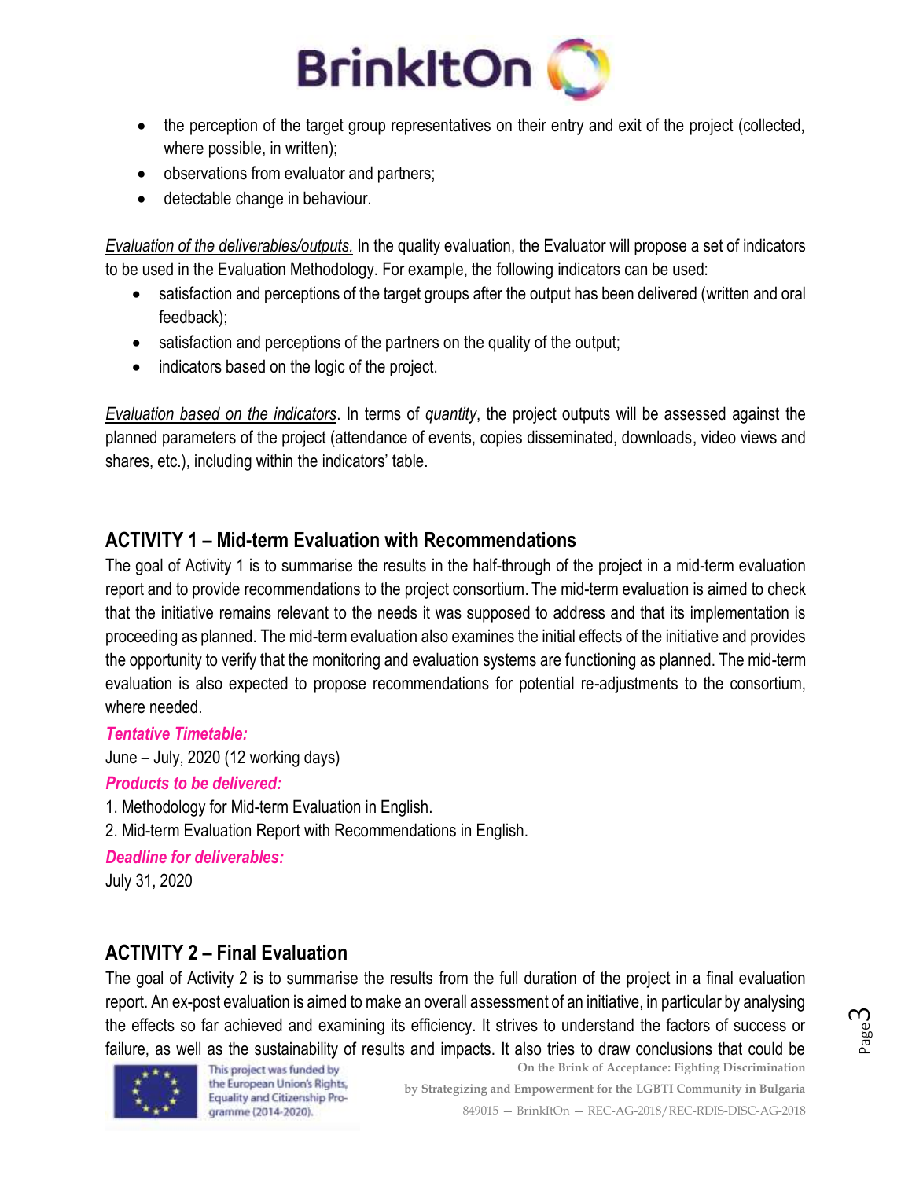- the perception of the target group representatives on their entry and exit of the project (collected, where possible, in written);
- observations from evaluator and partners;
- detectable change in behaviour.

*Evaluation of the deliverables/outputs.* In the quality evaluation, the Evaluator will propose a set of indicators to be used in the Evaluation Methodology. For example, the following indicators can be used:

- satisfaction and perceptions of the target groups after the output has been delivered (written and oral feedback);
- satisfaction and perceptions of the partners on the quality of the output;
- indicators based on the logic of the project.

*Evaluation based on the indicators*. In terms of *quantity*, the project outputs will be assessed against the planned parameters of the project (attendance of events, copies disseminated, downloads, video views and shares, etc.), including within the indicators' table.

## ACTIVITY 1 – Mid-term Evaluation with Recommendations

The goal of Activity 1 is to summarise the results in the half-through of the project in a mid-term evaluation report and to provide recommendations to the project consortium. The mid-term evaluation is aimed to check that the initiative remains relevant to the needs it was supposed to address and that its implementation is proceeding as planned. The mid-term evaluation also examines the initial effects of the initiative and provides the opportunity to verify that the monitoring and evaluation systems are functioning as planned. The mid-term evaluation is also expected to propose recommendations for potential re-adjustments to the consortium, where needed.

***Tentative Timetable:***

June – July, 2020 (12 working days)

***Products to be delivered:***

1. Methodology for Mid-term Evaluation in English.
2. Mid-term Evaluation Report with Recommendations in English.

***Deadline for deliverables:***

July 31, 2020

## ACTIVITY 2 – Final Evaluation

The goal of Activity 2 is to summarise the results from the full duration of the project in a final evaluation report. An ex-post evaluation is aimed to make an overall assessment of an initiative, in particular by analysing the effects so far achieved and examining its efficiency. It strives to understand the factors of success or failure, as well as the sustainability of results and impacts. It also tries to draw conclusions that could be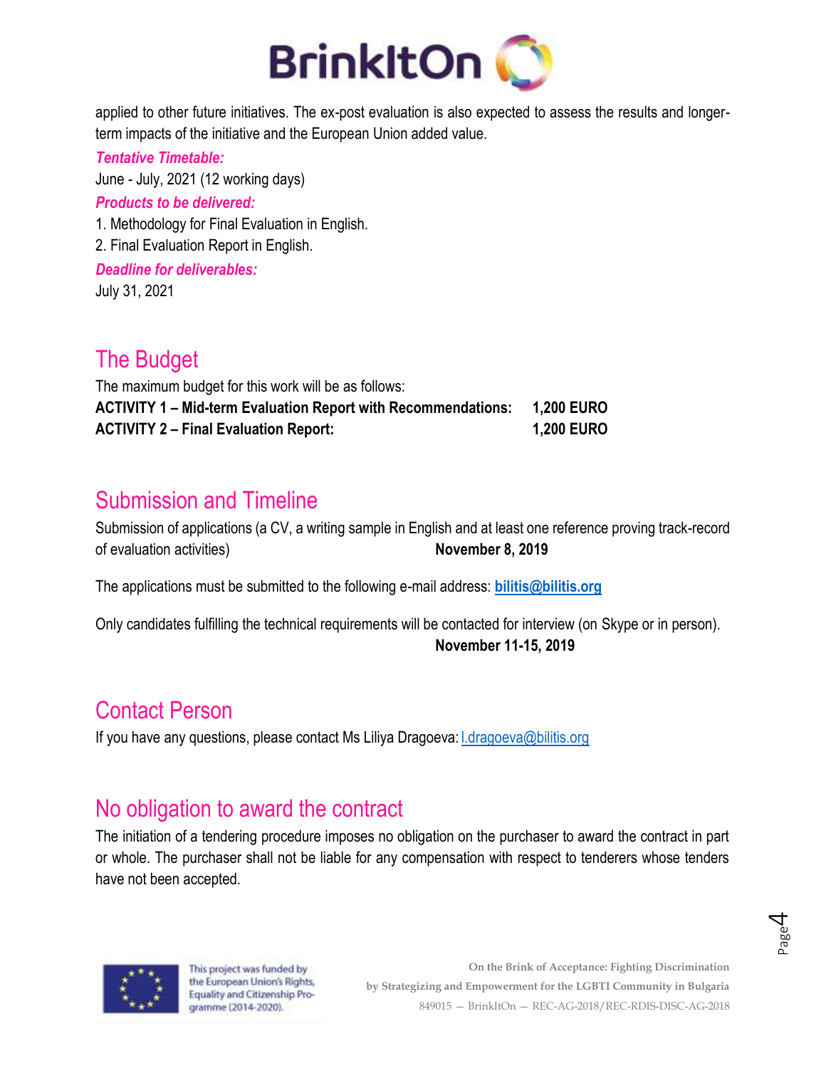applied to other future initiatives. The ex-post evaluation is also expected to assess the results and longer-term impacts of the initiative and the European Union added value.

***Tentative Timetable:***

June - July, 2021 (12 working days)

***Products to be delivered:***

1. Methodology for Final Evaluation in English.
2. Final Evaluation Report in English.

***Deadline for deliverables:***

July 31, 2021

## The Budget

The maximum budget for this work will be as follows:

**ACTIVITY 1 – Mid-term Evaluation Report with Recommendations: 1,200 EURO**

**ACTIVITY 2 – Final Evaluation Report: 1,200 EURO**

## Submission and Timeline

Submission of applications (a CV, a writing sample in English and at least one reference proving track-record of evaluation activities) **November 8, 2019**

The applications must be submitted to the following e-mail address: **bilitis@bilitis.org**

Only candidates fulfilling the technical requirements will be contacted for interview (on Skype or in person). **November 11-15, 2019**

## Contact Person

If you have any questions, please contact Ms Liliya Dragoeva: l.dragoeva@bilitis.org

## No obligation to award the contract

The initiation of a tendering procedure imposes no obligation on the purchaser to award the contract in part or whole. The purchaser shall not be liable for any compensation with respect to tenderers whose tenders have not been accepted.